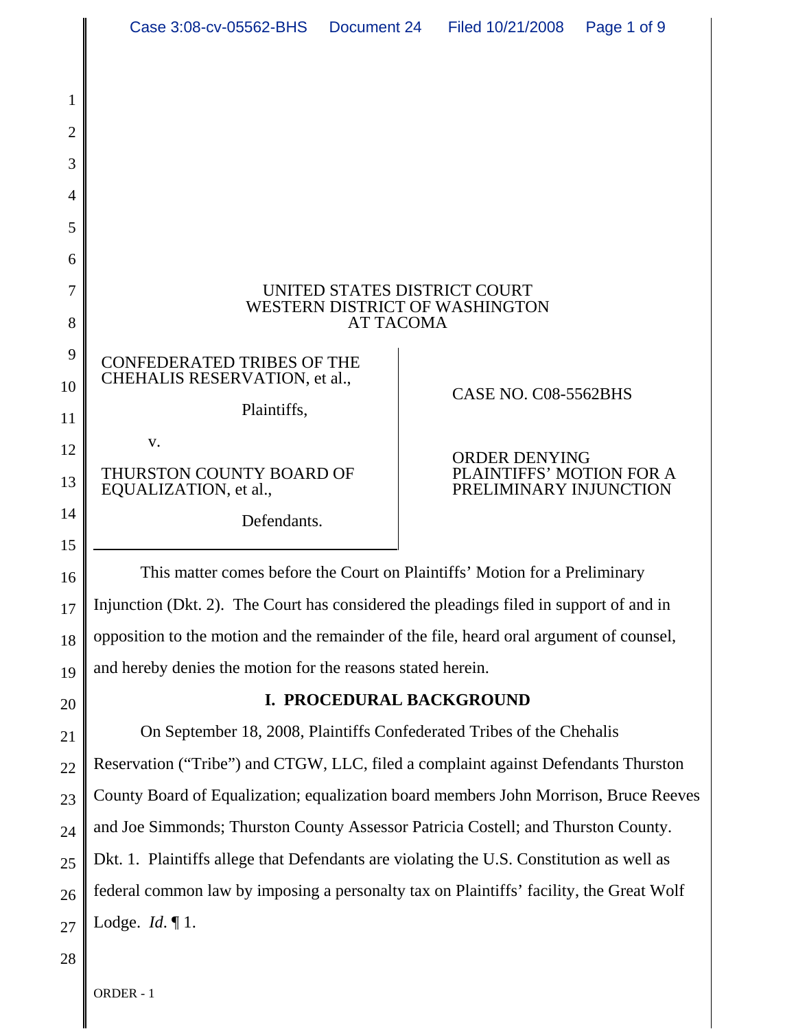UNITED STATES DISTRICT COURT
WESTERN DISTRICT OF WASHINGTON
AT TACOMA

| | |
|---|---|
| CONFEDERATED TRIBES OF THE CHEHALIS RESERVATION, et al., Plaintiffs, v. THURSTON COUNTY BOARD OF EQUALIZATION, et al., Defendants. | CASE NO. C08-5562BHS ORDER DENYING PLAINTIFFS' MOTION FOR A PRELIMINARY INJUNCTION |

This matter comes before the Court on Plaintiffs' Motion for a Preliminary Injunction (Dkt. 2). The Court has considered the pleadings filed in support of and in opposition to the motion and the remainder of the file, heard oral argument of counsel, and hereby denies the motion for the reasons stated herein.

## I. PROCEDURAL BACKGROUND

On September 18, 2008, Plaintiffs Confederated Tribes of the Chehalis Reservation ("Tribe") and CTGW, LLC, filed a complaint against Defendants Thurston County Board of Equalization; equalization board members John Morrison, Bruce Reeves and Joe Simmonds; Thurston County Assessor Patricia Costell; and Thurston County. Dkt. 1. Plaintiffs allege that Defendants are violating the U.S. Constitution as well as federal common law by imposing a personalty tax on Plaintiffs' facility, the Great Wolf Lodge. *Id.* ¶ 1.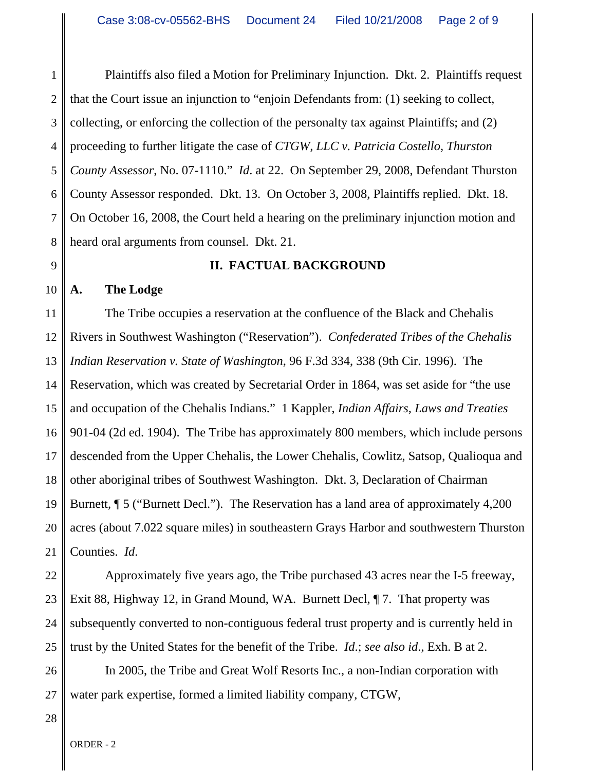Plaintiffs also filed a Motion for Preliminary Injunction. Dkt. 2. Plaintiffs request that the Court issue an injunction to "enjoin Defendants from: (1) seeking to collect, collecting, or enforcing the collection of the personalty tax against Plaintiffs; and (2) proceeding to further litigate the case of *CTGW, LLC v. Patricia Costello, Thurston County Assessor*, No. 07-1110." *Id*. at 22. On September 29, 2008, Defendant Thurston County Assessor responded. Dkt. 13. On October 3, 2008, Plaintiffs replied. Dkt. 18. On October 16, 2008, the Court held a hearing on the preliminary injunction motion and heard oral arguments from counsel. Dkt. 21.

## II. FACTUAL BACKGROUND

### A. The Lodge

The Tribe occupies a reservation at the confluence of the Black and Chehalis Rivers in Southwest Washington ("Reservation"). *Confederated Tribes of the Chehalis Indian Reservation v. State of Washington*, 96 F.3d 334, 338 (9th Cir. 1996). The Reservation, which was created by Secretarial Order in 1864, was set aside for "the use and occupation of the Chehalis Indians." 1 Kappler, *Indian Affairs, Laws and Treaties* 901-04 (2d ed. 1904). The Tribe has approximately 800 members, which include persons descended from the Upper Chehalis, the Lower Chehalis, Cowlitz, Satsop, Qualioqua and other aboriginal tribes of Southwest Washington. Dkt. 3, Declaration of Chairman Burnett, ¶ 5 ("Burnett Decl."). The Reservation has a land area of approximately 4,200 acres (about 7.022 square miles) in southeastern Grays Harbor and southwestern Thurston Counties. *Id*.

Approximately five years ago, the Tribe purchased 43 acres near the I-5 freeway, Exit 88, Highway 12, in Grand Mound, WA. Burnett Decl, ¶ 7. That property was subsequently converted to non-contiguous federal trust property and is currently held in trust by the United States for the benefit of the Tribe. *Id*.; *see also id*., Exh. B at 2.

In 2005, the Tribe and Great Wolf Resorts Inc., a non-Indian corporation with water park expertise, formed a limited liability company, CTGW,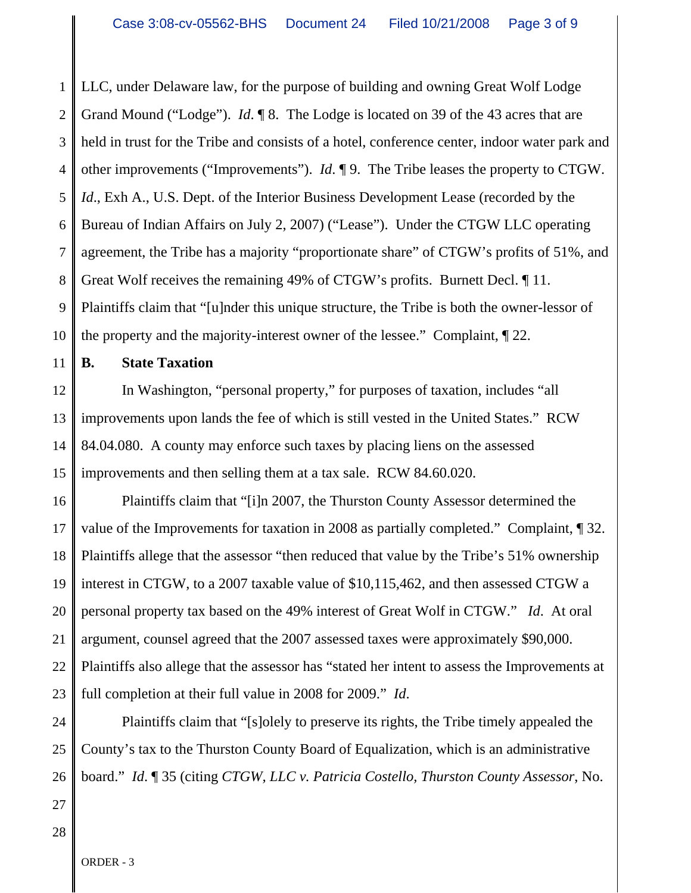LLC, under Delaware law, for the purpose of building and owning Great Wolf Lodge Grand Mound ("Lodge"). *Id*. ¶ 8. The Lodge is located on 39 of the 43 acres that are held in trust for the Tribe and consists of a hotel, conference center, indoor water park and other improvements ("Improvements"). *Id*. ¶ 9. The Tribe leases the property to CTGW. *Id*., Exh A., U.S. Dept. of the Interior Business Development Lease (recorded by the Bureau of Indian Affairs on July 2, 2007) ("Lease"). Under the CTGW LLC operating agreement, the Tribe has a majority "proportionate share" of CTGW's profits of 51%, and Great Wolf receives the remaining 49% of CTGW's profits. Burnett Decl. ¶ 11. Plaintiffs claim that "[u]nder this unique structure, the Tribe is both the owner-lessor of the property and the majority-interest owner of the lessee." Complaint, ¶ 22.

**B. State Taxation**

In Washington, "personal property," for purposes of taxation, includes "all improvements upon lands the fee of which is still vested in the United States." RCW 84.04.080. A county may enforce such taxes by placing liens on the assessed improvements and then selling them at a tax sale. RCW 84.60.020.

Plaintiffs claim that "[i]n 2007, the Thurston County Assessor determined the value of the Improvements for taxation in 2008 as partially completed." Complaint, ¶ 32. Plaintiffs allege that the assessor "then reduced that value by the Tribe's 51% ownership interest in CTGW, to a 2007 taxable value of $10,115,462, and then assessed CTGW a personal property tax based on the 49% interest of Great Wolf in CTGW." *Id*. At oral argument, counsel agreed that the 2007 assessed taxes were approximately $90,000. Plaintiffs also allege that the assessor has "stated her intent to assess the Improvements at full completion at their full value in 2008 for 2009." *Id*.

Plaintiffs claim that "[s]olely to preserve its rights, the Tribe timely appealed the County's tax to the Thurston County Board of Equalization, which is an administrative board." *Id*. ¶ 35 (citing *CTGW, LLC v. Patricia Costello, Thurston County Assessor*, No.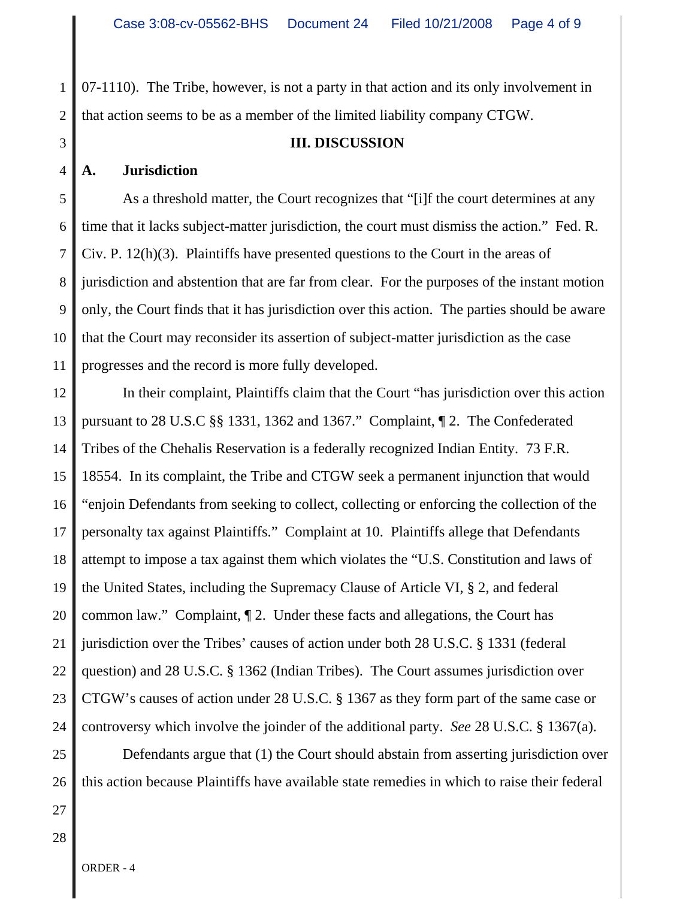07-1110). The Tribe, however, is not a party in that action and its only involvement in that action seems to be as a member of the limited liability company CTGW.

## III. DISCUSSION

### A. Jurisdiction

As a threshold matter, the Court recognizes that "[i]f the court determines at any time that it lacks subject-matter jurisdiction, the court must dismiss the action." Fed. R. Civ. P. 12(h)(3). Plaintiffs have presented questions to the Court in the areas of jurisdiction and abstention that are far from clear. For the purposes of the instant motion only, the Court finds that it has jurisdiction over this action. The parties should be aware that the Court may reconsider its assertion of subject-matter jurisdiction as the case progresses and the record is more fully developed.

In their complaint, Plaintiffs claim that the Court "has jurisdiction over this action pursuant to 28 U.S.C §§ 1331, 1362 and 1367." Complaint, ¶ 2. The Confederated Tribes of the Chehalis Reservation is a federally recognized Indian Entity. 73 F.R. 18554. In its complaint, the Tribe and CTGW seek a permanent injunction that would "enjoin Defendants from seeking to collect, collecting or enforcing the collection of the personalty tax against Plaintiffs." Complaint at 10. Plaintiffs allege that Defendants attempt to impose a tax against them which violates the "U.S. Constitution and laws of the United States, including the Supremacy Clause of Article VI, § 2, and federal common law." Complaint, ¶ 2. Under these facts and allegations, the Court has jurisdiction over the Tribes' causes of action under both 28 U.S.C. § 1331 (federal question) and 28 U.S.C. § 1362 (Indian Tribes). The Court assumes jurisdiction over CTGW's causes of action under 28 U.S.C. § 1367 as they form part of the same case or controversy which involve the joinder of the additional party. *See* 28 U.S.C. § 1367(a).

Defendants argue that (1) the Court should abstain from asserting jurisdiction over this action because Plaintiffs have available state remedies in which to raise their federal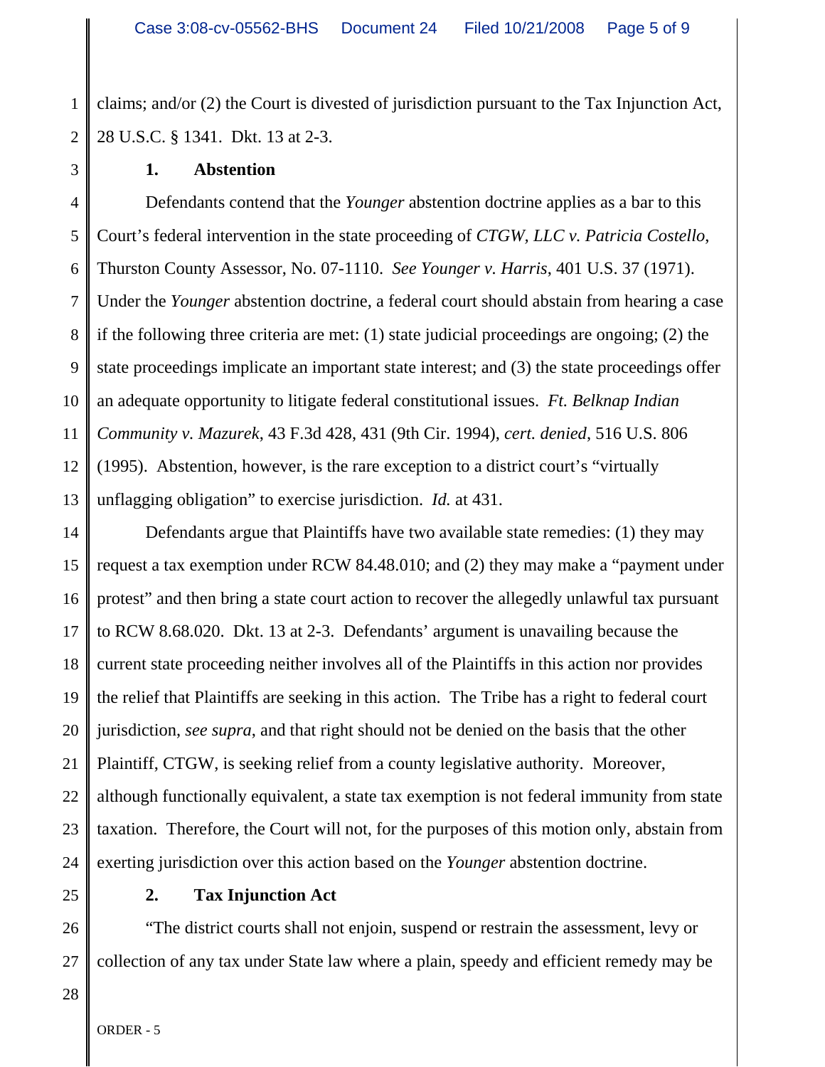claims; and/or (2) the Court is divested of jurisdiction pursuant to the Tax Injunction Act, 28 U.S.C. § 1341. Dkt. 13 at 2-3.

**1. Abstention**

Defendants contend that the *Younger* abstention doctrine applies as a bar to this Court's federal intervention in the state proceeding of *CTGW, LLC v. Patricia Costello*, Thurston County Assessor, No. 07-1110. *See Younger v. Harris*, 401 U.S. 37 (1971). Under the *Younger* abstention doctrine, a federal court should abstain from hearing a case if the following three criteria are met: (1) state judicial proceedings are ongoing; (2) the state proceedings implicate an important state interest; and (3) the state proceedings offer an adequate opportunity to litigate federal constitutional issues. *Ft. Belknap Indian Community v. Mazurek*, 43 F.3d 428, 431 (9th Cir. 1994), *cert. denied*, 516 U.S. 806 (1995). Abstention, however, is the rare exception to a district court's "virtually unflagging obligation" to exercise jurisdiction. *Id.* at 431.

Defendants argue that Plaintiffs have two available state remedies: (1) they may request a tax exemption under RCW 84.48.010; and (2) they may make a "payment under protest" and then bring a state court action to recover the allegedly unlawful tax pursuant to RCW 8.68.020. Dkt. 13 at 2-3. Defendants' argument is unavailing because the current state proceeding neither involves all of the Plaintiffs in this action nor provides the relief that Plaintiffs are seeking in this action. The Tribe has a right to federal court jurisdiction, *see supra*, and that right should not be denied on the basis that the other Plaintiff, CTGW, is seeking relief from a county legislative authority. Moreover, although functionally equivalent, a state tax exemption is not federal immunity from state taxation. Therefore, the Court will not, for the purposes of this motion only, abstain from exerting jurisdiction over this action based on the *Younger* abstention doctrine.

**2. Tax Injunction Act**

"The district courts shall not enjoin, suspend or restrain the assessment, levy or collection of any tax under State law where a plain, speedy and efficient remedy may be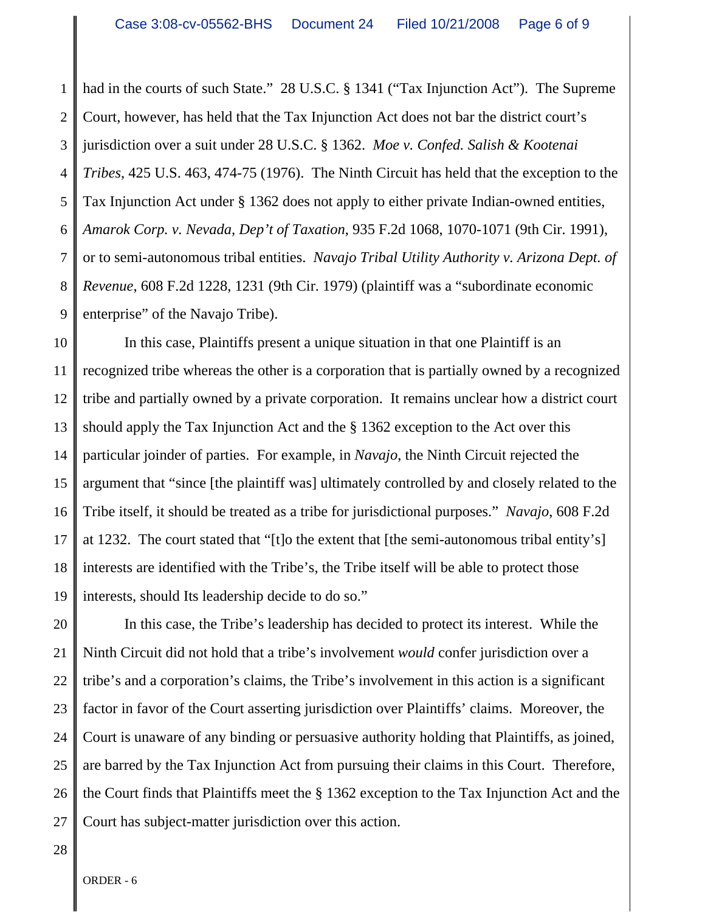had in the courts of such State." 28 U.S.C. § 1341 ("Tax Injunction Act"). The Supreme Court, however, has held that the Tax Injunction Act does not bar the district court's jurisdiction over a suit under 28 U.S.C. § 1362. *Moe v. Confed. Salish & Kootenai Tribes*, 425 U.S. 463, 474-75 (1976). The Ninth Circuit has held that the exception to the Tax Injunction Act under § 1362 does not apply to either private Indian-owned entities, *Amarok Corp. v. Nevada, Dep't of Taxation*, 935 F.2d 1068, 1070-1071 (9th Cir. 1991), or to semi-autonomous tribal entities. *Navajo Tribal Utility Authority v. Arizona Dept. of Revenue*, 608 F.2d 1228, 1231 (9th Cir. 1979) (plaintiff was a "subordinate economic enterprise" of the Navajo Tribe).

In this case, Plaintiffs present a unique situation in that one Plaintiff is an recognized tribe whereas the other is a corporation that is partially owned by a recognized tribe and partially owned by a private corporation. It remains unclear how a district court should apply the Tax Injunction Act and the § 1362 exception to the Act over this particular joinder of parties. For example, in *Navajo*, the Ninth Circuit rejected the argument that "since [the plaintiff was] ultimately controlled by and closely related to the Tribe itself, it should be treated as a tribe for jurisdictional purposes." *Navajo*, 608 F.2d at 1232. The court stated that "[t]o the extent that [the semi-autonomous tribal entity's] interests are identified with the Tribe's, the Tribe itself will be able to protect those interests, should Its leadership decide to do so."

In this case, the Tribe's leadership has decided to protect its interest. While the Ninth Circuit did not hold that a tribe's involvement *would* confer jurisdiction over a tribe's and a corporation's claims, the Tribe's involvement in this action is a significant factor in favor of the Court asserting jurisdiction over Plaintiffs' claims. Moreover, the Court is unaware of any binding or persuasive authority holding that Plaintiffs, as joined, are barred by the Tax Injunction Act from pursuing their claims in this Court. Therefore, the Court finds that Plaintiffs meet the § 1362 exception to the Tax Injunction Act and the Court has subject-matter jurisdiction over this action.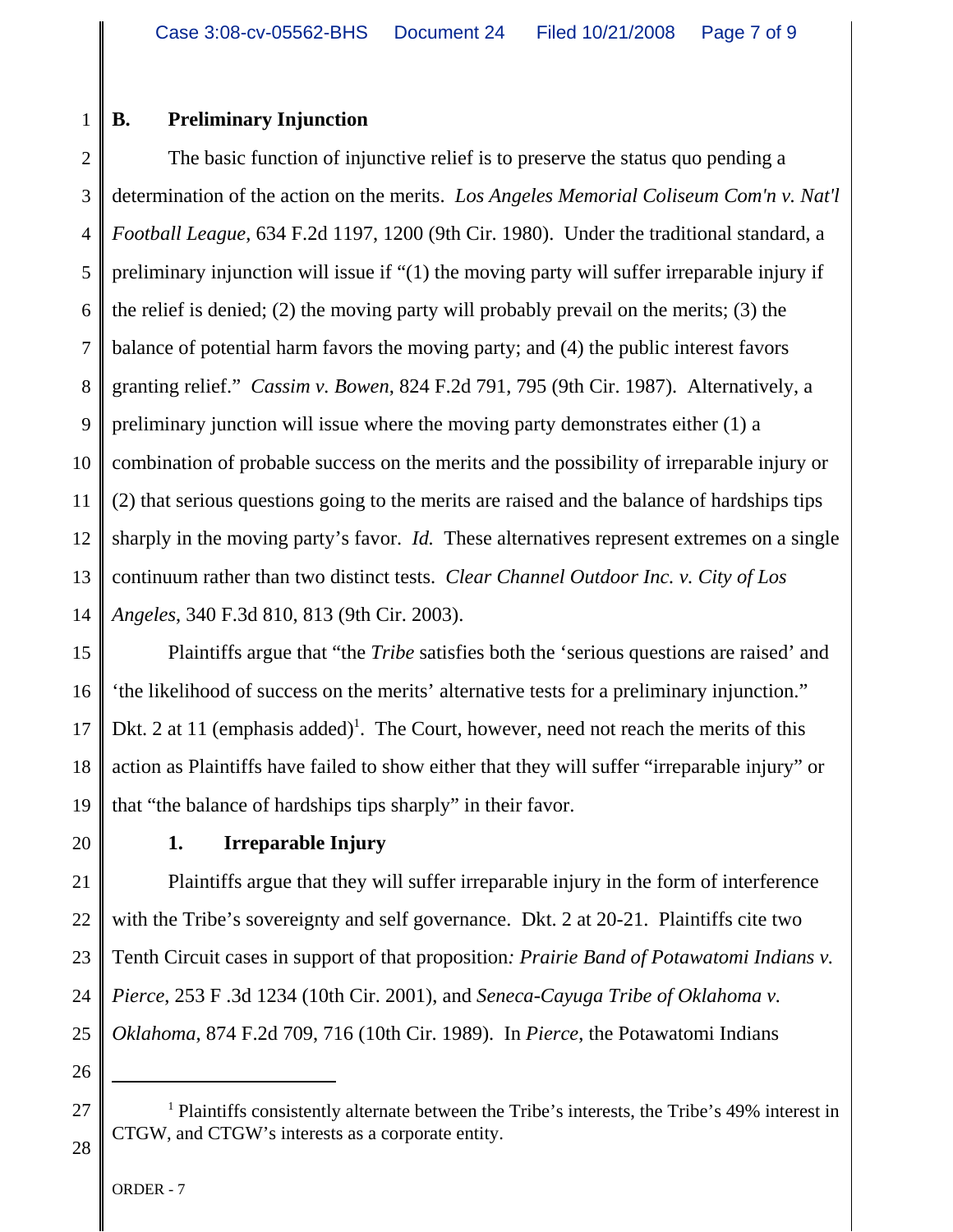### B. Preliminary Injunction

The basic function of injunctive relief is to preserve the status quo pending a determination of the action on the merits. *Los Angeles Memorial Coliseum Com'n v. Nat'l Football League*, 634 F.2d 1197, 1200 (9th Cir. 1980). Under the traditional standard, a preliminary injunction will issue if "(1) the moving party will suffer irreparable injury if the relief is denied; (2) the moving party will probably prevail on the merits; (3) the balance of potential harm favors the moving party; and (4) the public interest favors granting relief." *Cassim v. Bowen*, 824 F.2d 791, 795 (9th Cir. 1987). Alternatively, a preliminary junction will issue where the moving party demonstrates either (1) a combination of probable success on the merits and the possibility of irreparable injury or (2) that serious questions going to the merits are raised and the balance of hardships tips sharply in the moving party's favor. *Id.* These alternatives represent extremes on a single continuum rather than two distinct tests. *Clear Channel Outdoor Inc. v. City of Los Angeles*, 340 F.3d 810, 813 (9th Cir. 2003).

Plaintiffs argue that "the *Tribe* satisfies both the 'serious questions are raised' and 'the likelihood of success on the merits' alternative tests for a preliminary injunction." Dkt. 2 at 11 (emphasis added)[1]. The Court, however, need not reach the merits of this action as Plaintiffs have failed to show either that they will suffer "irreparable injury" or that "the balance of hardships tips sharply" in their favor.

#### 1. Irreparable Injury

Plaintiffs argue that they will suffer irreparable injury in the form of interference with the Tribe's sovereignty and self governance. Dkt. 2 at 20-21. Plaintiffs cite two Tenth Circuit cases in support of that proposition*: Prairie Band of Potawatomi Indians v. Pierce*, 253 F .3d 1234 (10th Cir. 2001), and *Seneca-Cayuga Tribe of Oklahoma v. Oklahoma*, 874 F.2d 709, 716 (10th Cir. 1989). In *Pierce*, the Potawatomi Indians

[1] Plaintiffs consistently alternate between the Tribe's interests, the Tribe's 49% interest in CTGW, and CTGW's interests as a corporate entity.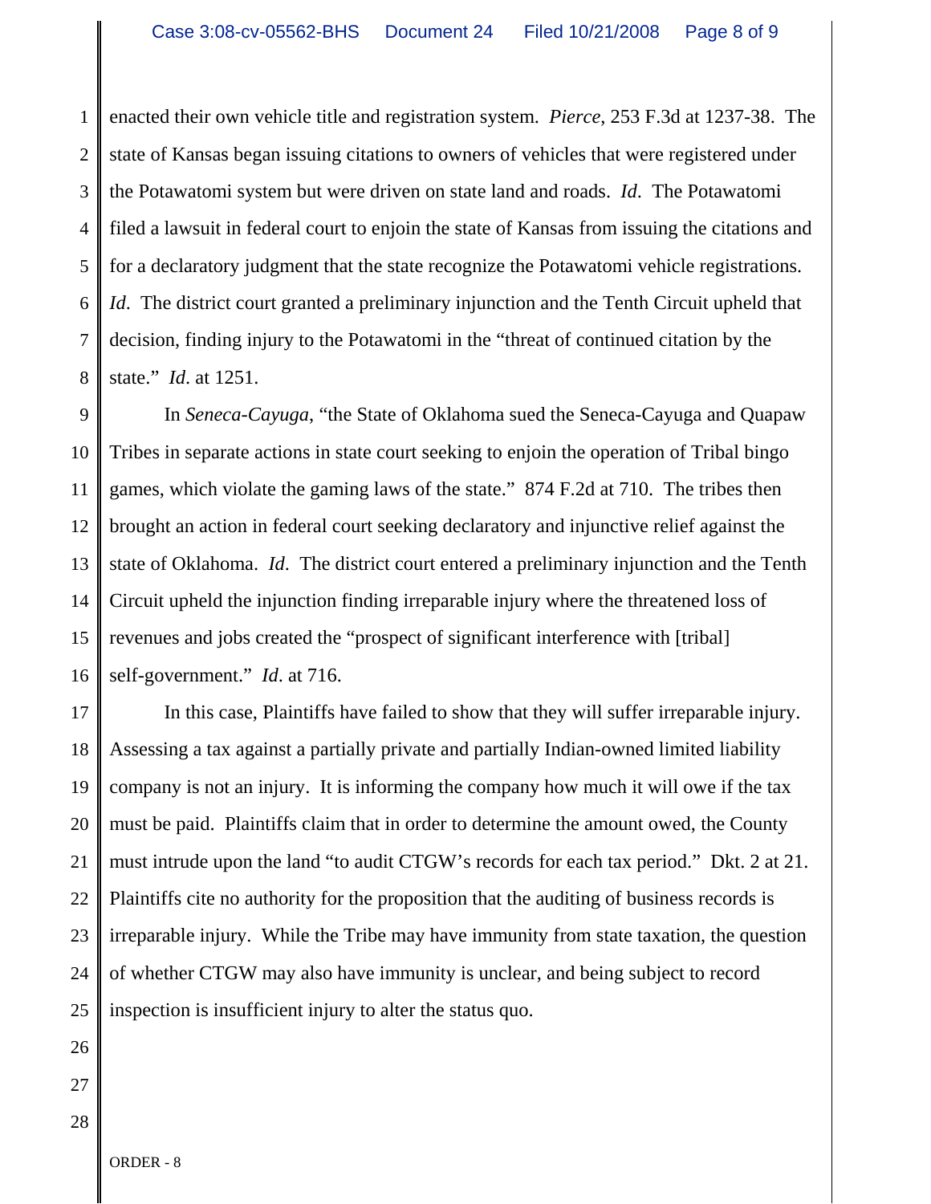enacted their own vehicle title and registration system. *Pierce*, 253 F.3d at 1237-38. The state of Kansas began issuing citations to owners of vehicles that were registered under the Potawatomi system but were driven on state land and roads. *Id*. The Potawatomi filed a lawsuit in federal court to enjoin the state of Kansas from issuing the citations and for a declaratory judgment that the state recognize the Potawatomi vehicle registrations. *Id*. The district court granted a preliminary injunction and the Tenth Circuit upheld that decision, finding injury to the Potawatomi in the "threat of continued citation by the state." *Id*. at 1251.

In *Seneca-Cayuga*, "the State of Oklahoma sued the Seneca-Cayuga and Quapaw Tribes in separate actions in state court seeking to enjoin the operation of Tribal bingo games, which violate the gaming laws of the state." 874 F.2d at 710. The tribes then brought an action in federal court seeking declaratory and injunctive relief against the state of Oklahoma. *Id*. The district court entered a preliminary injunction and the Tenth Circuit upheld the injunction finding irreparable injury where the threatened loss of revenues and jobs created the "prospect of significant interference with [tribal] self-government." *Id*. at 716.

In this case, Plaintiffs have failed to show that they will suffer irreparable injury. Assessing a tax against a partially private and partially Indian-owned limited liability company is not an injury. It is informing the company how much it will owe if the tax must be paid. Plaintiffs claim that in order to determine the amount owed, the County must intrude upon the land "to audit CTGW's records for each tax period." Dkt. 2 at 21. Plaintiffs cite no authority for the proposition that the auditing of business records is irreparable injury. While the Tribe may have immunity from state taxation, the question of whether CTGW may also have immunity is unclear, and being subject to record inspection is insufficient injury to alter the status quo.

ORDER - 8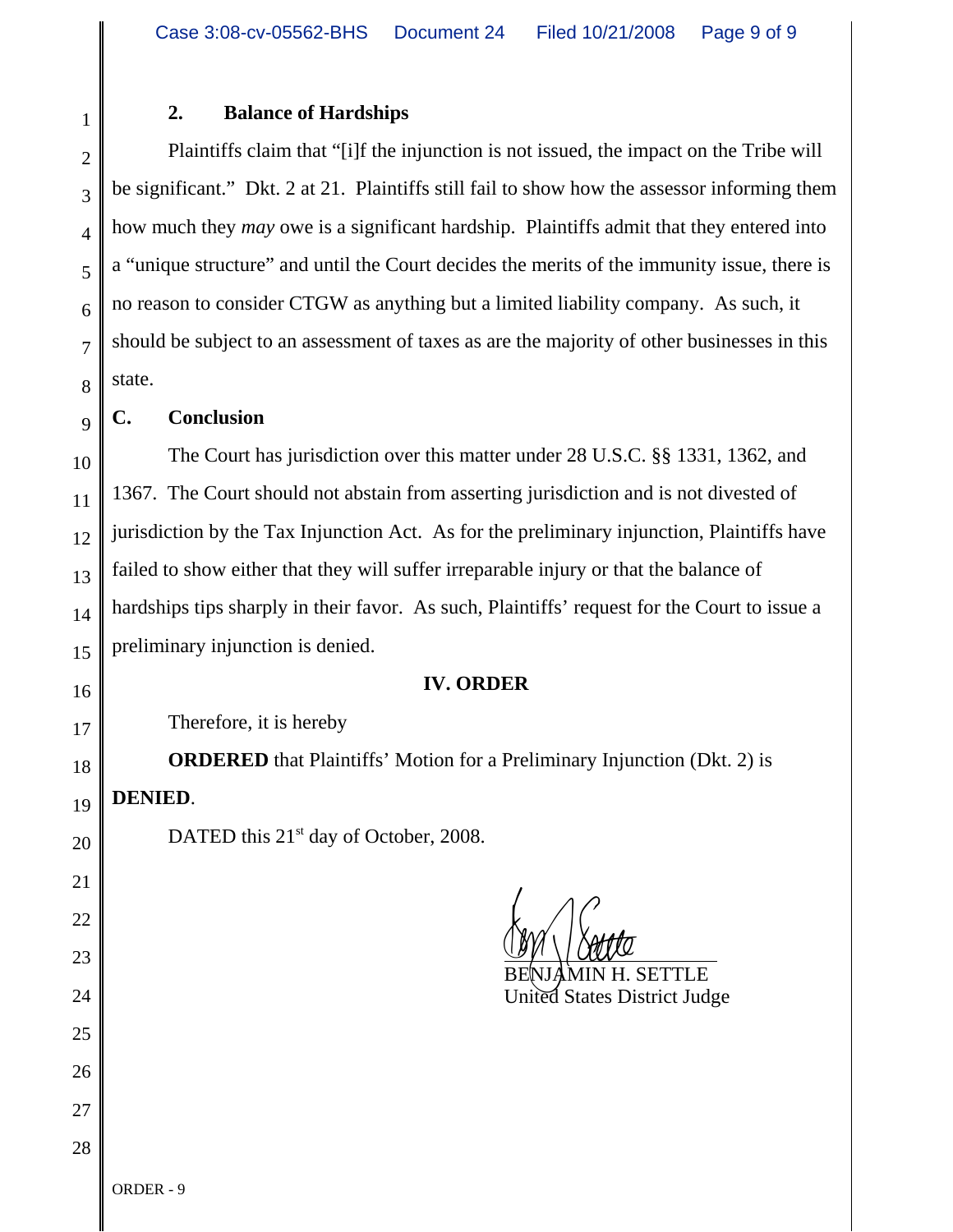### 2. Balance of Hardships

Plaintiffs claim that "[i]f the injunction is not issued, the impact on the Tribe will be significant." Dkt. 2 at 21. Plaintiffs still fail to show how the assessor informing them how much they *may* owe is a significant hardship. Plaintiffs admit that they entered into a "unique structure" and until the Court decides the merits of the immunity issue, there is no reason to consider CTGW as anything but a limited liability company. As such, it should be subject to an assessment of taxes as are the majority of other businesses in this state.

## C. Conclusion

The Court has jurisdiction over this matter under 28 U.S.C. §§ 1331, 1362, and 1367. The Court should not abstain from asserting jurisdiction and is not divested of jurisdiction by the Tax Injunction Act. As for the preliminary injunction, Plaintiffs have failed to show either that they will suffer irreparable injury or that the balance of hardships tips sharply in their favor. As such, Plaintiffs' request for the Court to issue a preliminary injunction is denied.

## IV. ORDER

Therefore, it is hereby

**ORDERED** that Plaintiffs' Motion for a Preliminary Injunction (Dkt. 2) is **DENIED**.

DATED this 21st day of October, 2008.

BENJAMIN H. SETTLE
United States District Judge